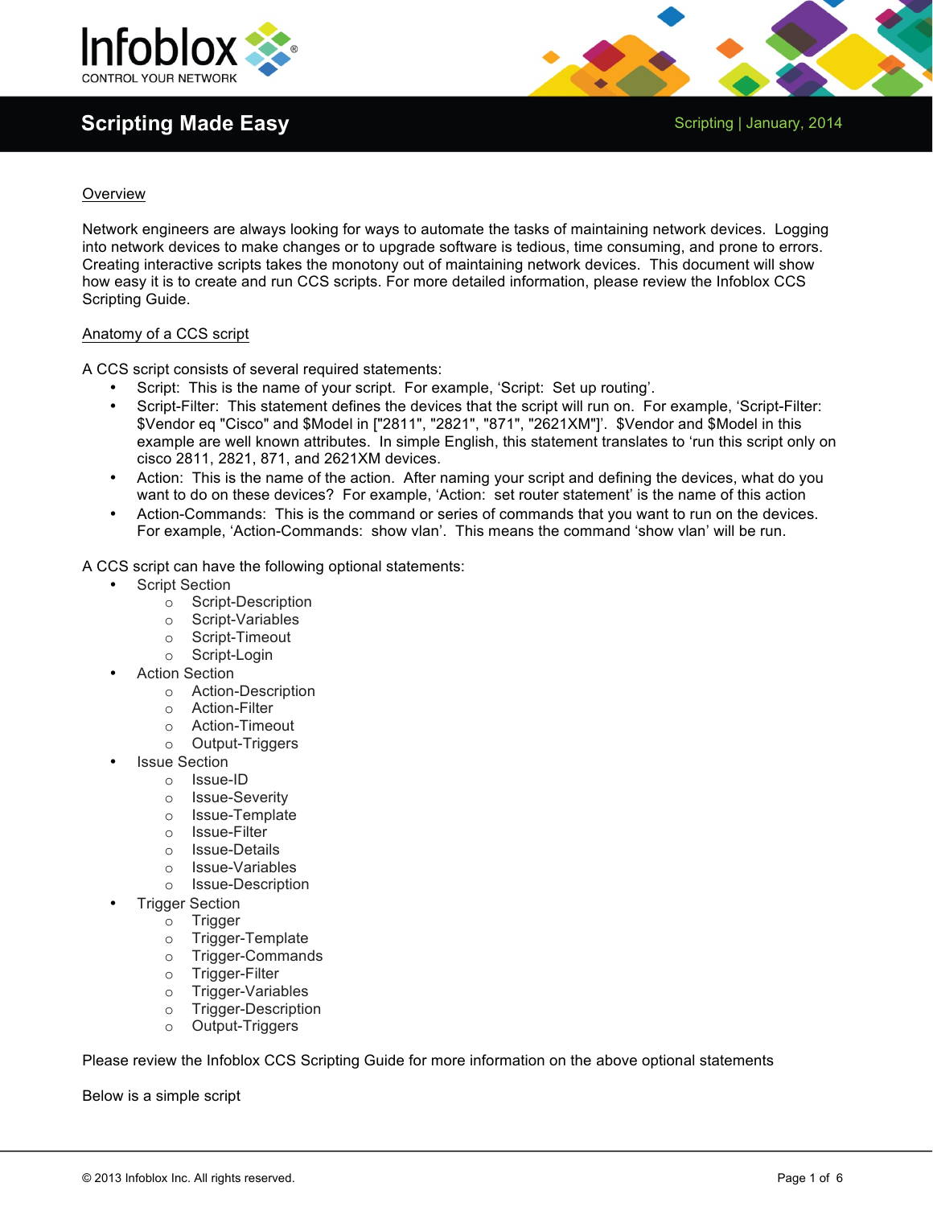# Scripting Made Easy

Scripting | January, 2014

Overview

Network engineers are always looking for ways to automate the tasks of maintaining network devices. Logging into network devices to make changes or to upgrade software is tedious, time consuming, and prone to errors. Creating interactive scripts takes the monotony out of maintaining network devices. This document will show how easy it is to create and run CCS scripts. For more detailed information, please review the Infoblox CCS Scripting Guide.

Anatomy of a CCS script

A CCS script consists of several required statements:

- Script: This is the name of your script. For example, 'Script: Set up routing'.
- Script-Filter: This statement defines the devices that the script will run on. For example, 'Script-Filter: $Vendor eq "Cisco" and $Model in ["2811", "2821", "871", "2621XM"]'. $Vendor and $Model in this example are well known attributes. In simple English, this statement translates to 'run this script only on cisco 2811, 2821, 871, and 2621XM devices.
- Action: This is the name of the action. After naming your script and defining the devices, what do you want to do on these devices? For example, 'Action: set router statement' is the name of this action
- Action-Commands: This is the command or series of commands that you want to run on the devices. For example, 'Action-Commands: show vlan'. This means the command 'show vlan' will be run.

A CCS script can have the following optional statements:

- Script Section
  - Script-Description
  - Script-Variables
  - Script-Timeout
  - Script-Login
- Action Section
  - Action-Description
  - Action-Filter
  - Action-Timeout
  - Output-Triggers
- Issue Section
  - Issue-ID
  - Issue-Severity
  - Issue-Template
  - Issue-Filter
  - Issue-Details
  - Issue-Variables
  - Issue-Description
- Trigger Section
  - Trigger
  - Trigger-Template
  - Trigger-Commands
  - Trigger-Filter
  - Trigger-Variables
  - Trigger-Description
  - Output-Triggers

Please review the Infoblox CCS Scripting Guide for more information on the above optional statements

Below is a simple script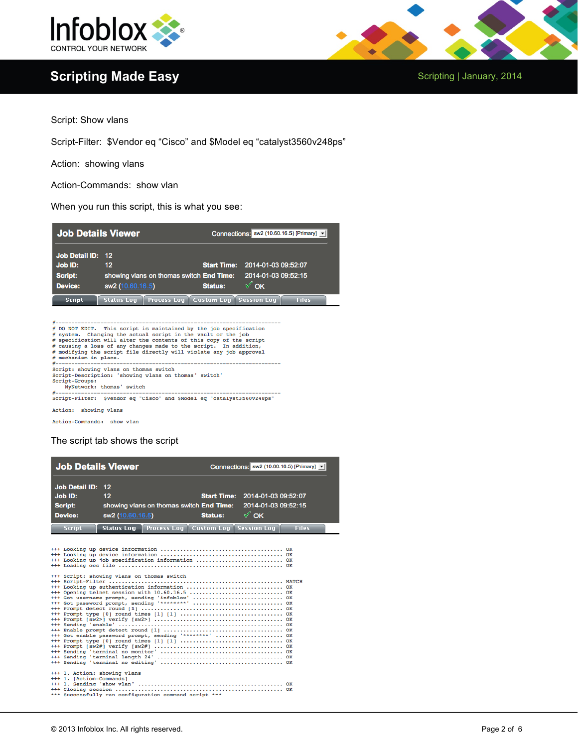Script: Show vlans

Script-Filter: $Vendor eq “Cisco” and $Model eq “catalyst3560v248ps”

Action: showing vlans

Action-Commands: show vlan

When you run this script, this is what you see:

**Job Details Viewer** Connections: sw2 (10.60.16.5) [Primary]

**Job Detail ID:** 12
**Job ID:** 12 **Start Time:** 2014-01-03 09:52:07
**Script:** showing vlans on thomas switch **End Time:** 2014-01-03 09:52:15
**Device:** sw2 (10.60.16.5) **Status:** OK

Script | Status Log | Process Log | Custom Log | Session Log | Files

```
#-----------------------------------------------------------------------
# DO NOT EDIT.  This script is maintained by the job specification
# system.  Changing the actual script in the vault or the job
# specification will alter the contents of this copy of the script
# causing a loss of any changes made to the script.  In addition,
# modifying the script file directly will violate any job approval
# mechanism in place.
#-----------------------------------------------------------------------
Script: showing vlans on thomas switch
Script-Description: 'showing vlans on thomas' switch'
Script-Groups:
    MyNetwork: thomas' switch
#-----------------------------------------------------------------------
Script-Filter:  $Vendor eq "Cisco" and $Model eq "catalyst3560v248ps"

Action:  showing vlans

Action-Commands:  show vlan
```

The script tab shows the script

**Job Details Viewer** Connections: sw2 (10.60.16.5) [Primary]

**Job Detail ID:** 12
**Job ID:** 12 **Start Time:** 2014-01-03 09:52:07
**Script:** showing vlans on thomas switch **End Time:** 2014-01-03 09:52:15
**Device:** sw2 (10.60.16.5) **Status:** OK

Script | Status Log | Process Log | Custom Log | Session Log | Files

```
+++ Looking up device information ...................................... OK
+++ Looking up device information ...................................... OK
+++ Looking up job specification information ........................... OK
+++ Loading ccs file ................................................... OK

+++ Script: showing vlans on thomas switch
+++ Script-Filter ...................................................... MATCH
+++ Looking up authentication information .............................. OK
+++ Opening telnet session with 10.60.16.5 .............................. OK
+++ Got username prompt, sending 'infoblox' ............................ OK
+++ Got password prompt, sending '********' ............................ OK
+++ Prompt detect round [1] ............................................ OK
+++ Prompt type [0] round times [1] [1] ................................ OK
+++ Prompt [sw2>] verify [sw2>] ........................................ OK
+++ Sending 'enable' ................................................... OK
+++ Enable prompt detect round [1] ..................................... OK
+++ Got enable password prompt, sending '********' ..................... OK
+++ Prompt type [0] round times [1] [1] ................................ OK
+++ Prompt [sw2#] verify [sw2#] ........................................ OK
+++ Sending 'terminal no monitor' ...................................... OK
+++ Sending 'terminal length 24' ....................................... OK
+++ Sending 'terminal no editing' ...................................... OK

+++ 1. Action: showing vlans
+++ 1. [Action-Commands]
+++ 1. Sending 'show vlan' ............................................. OK
+++ Closing session .................................................... OK
*** Successfully ran configuration command script ***
```

© 2013 Infoblox Inc. All rights reserved.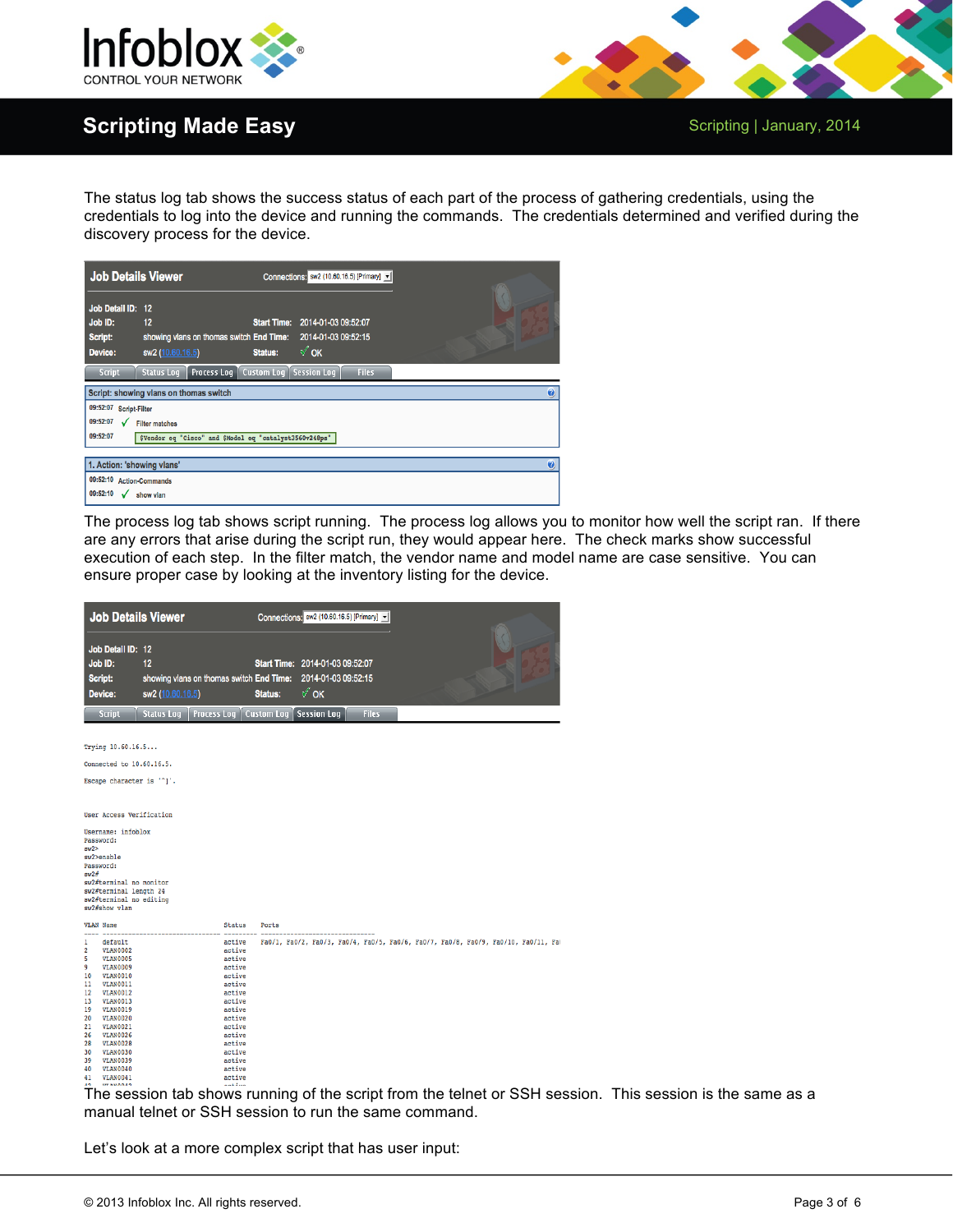The status log tab shows the success status of each part of the process of gathering credentials, using the credentials to log into the device and running the commands. The credentials determined and verified during the discovery process for the device.

**Job Details Viewer**

Connections: sw2 (10.60.16.5) [Primary]

Job Detail ID: 12
Job ID: 12 Start Time: 2014-01-03 09:52:07
Script: showing vlans on thomas switch End Time: 2014-01-03 09:52:15
Device: sw2 (10.60.16.5) Status: OK

Script | Status Log | Process Log | Custom Log | Session Log | Files

Script: showing vlans on thomas switch

09:52:07 Script-Filter
09:52:07 Filter matches
09:52:07 $Vendor eq "Cisco" and $Model eq "catalyst3560v248ps"

1. Action: 'showing vlans'

09:52:10 Action-Commands
09:52:10 show vlan

The process log tab shows script running. The process log allows you to monitor how well the script ran. If there are any errors that arise during the script run, they would appear here. The check marks show successful execution of each step. In the filter match, the vendor name and model name are case sensitive. You can ensure proper case by looking at the inventory listing for the device.

**Job Details Viewer**

Connections: sw2 (10.60.16.5) [Primary]

Job Detail ID: 12
Job ID: 12 Start Time: 2014-01-03 09:52:07
Script: showing vlans on thomas switch End Time: 2014-01-03 09:52:15
Device: sw2 (10.60.16.5) Status: OK

Script | Status Log | Process Log | Custom Log | Session Log | Files

```
Trying 10.60.16.5...

Connected to 10.60.16.5.

Escape character is '^]'.


User Access Verification

Username: infoblox
Password:
sw2>
sw2>enable
Password:
sw2#
sw2#terminal no monitor
sw2#terminal length 24
sw2#terminal no editing
sw2#show vlan

VLAN Name                             Status    Ports
---- -------------------------------- --------- -------------------------------
1    default                          active    Fa0/1, Fa0/2, Fa0/3, Fa0/4, Fa0/5, Fa0/6, Fa0/7, Fa0/8, Fa0/9, Fa0/10, Fa0/11, Fa
2    VLAN0002                         active
5    VLAN0005                         active
9    VLAN0009                         active
10   VLAN0010                         active
11   VLAN0011                         active
12   VLAN0012                         active
13   VLAN0013                         active
19   VLAN0019                         active
20   VLAN0020                         active
21   VLAN0021                         active
26   VLAN0026                         active
28   VLAN0028                         active
30   VLAN0030                         active
39   VLAN0039                         active
40   VLAN0040                         active
41   VLAN0041                         active
```

The session tab shows running of the script from the telnet or SSH session. This session is the same as a manual telnet or SSH session to run the same command.

Let's look at a more complex script that has user input: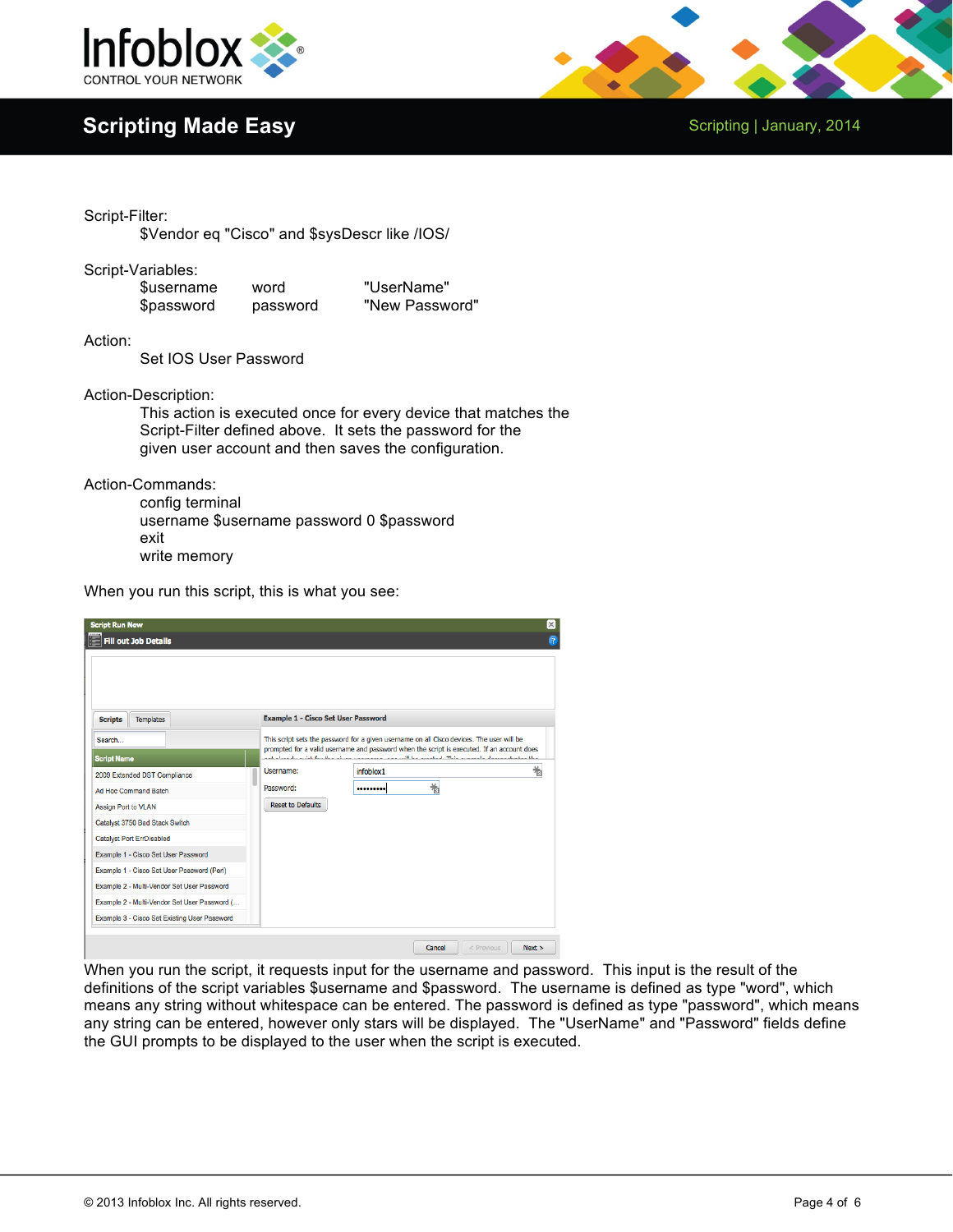Script-Filter:

```
$Vendor eq "Cisco" and $sysDescr like /IOS/
```

Script-Variables:

```
$username    word        "UserName"
$password    password    "New Password"
```

Action:

```
Set IOS User Password
```

Action-Description:

This action is executed once for every device that matches the Script-Filter defined above. It sets the password for the given user account and then saves the configuration.

Action-Commands:

```
config terminal
username $username password 0 $password
exit
write memory
```

When you run this script, this is what you see:

When you run the script, it requests input for the username and password. This input is the result of the definitions of the script variables $username and $password. The username is defined as type "word", which means any string without whitespace can be entered. The password is defined as type "password", which means any string can be entered, however only stars will be displayed. The "UserName" and "Password" fields define the GUI prompts to be displayed to the user when the script is executed.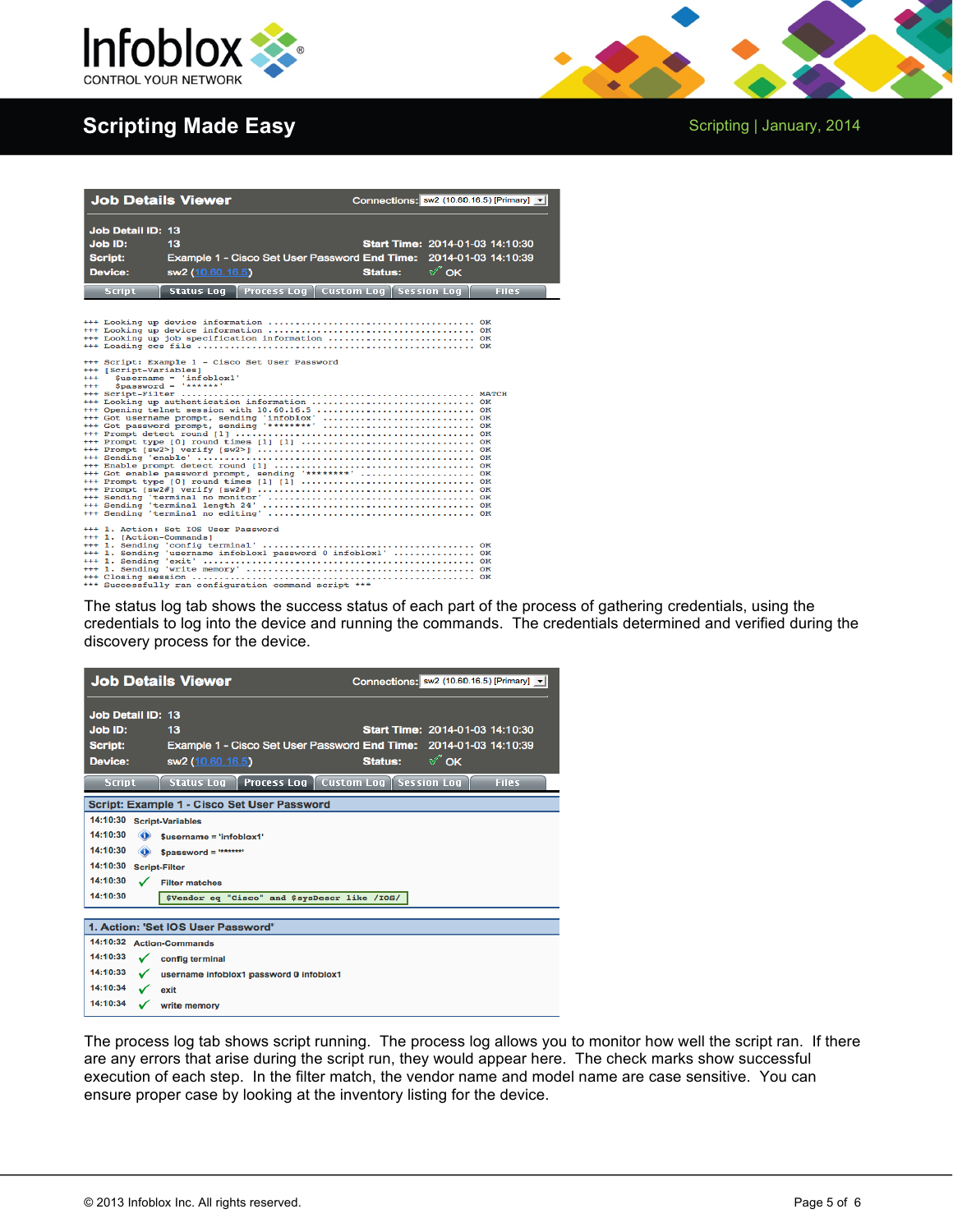**Job Details Viewer** Connections: sw2 (10.60.16.5) [Primary]

**Job Detail ID:** 13
**Job ID:** 13 **Start Time:** 2014-01-03 14:10:30
**Script:** Example 1 - Cisco Set User Password **End Time:** 2014-01-03 14:10:39
**Device:** sw2 (10.60.16.5) **Status:** OK

Script | Status Log | Process Log | Custom Log | Session Log | Files

```
+++ Looking up device information ..................................... OK
+++ Looking up device information ..................................... OK
+++ Looking up job specification information .......................... OK
+++ Loading ccs file .................................................. OK

+++ Script: Example 1 - Cisco Set User Password
+++ [Script-Variables]
+++     $username = 'infoblox1'
+++     $password = '******'
+++ Script-Filter ..................................................... MATCH
+++ Looking up authentication information .............................. OK
+++ Opening telnet session with 10.60.16.5 ............................ OK
+++ Got username prompt, sending 'infoblox' ........................... OK
+++ Got password prompt, sending '********' ........................... OK
+++ Prompt detect round [1] ........................................... OK
+++ Prompt type [0] round times [1] [1] ............................... OK
+++ Prompt [sw2>] verify [sw2>] ....................................... OK
+++ Sending 'enable' .................................................. OK
+++ Enable prompt detect round [1] .................................... OK
+++ Got enable password prompt, sending '********' .................... OK
+++ Prompt type [0] round times [1] [1] ............................... OK
+++ Prompt [sw2#] verify [sw2#] ....................................... OK
+++ Sending 'terminal no monitor' ..................................... OK
+++ Sending 'terminal length 24' ...................................... OK
+++ Sending 'terminal no editing' ..................................... OK

+++ 1. Action: Set IOS User Password
+++ 1. [Action-Commands]
+++ 1. Sending 'config terminal' ...................................... OK
+++ 1. Sending 'username infoblox1 password 0 infoblox1' ............... OK
+++ 1. Sending 'exit' ................................................. OK
+++ 1. Sending 'write memory' ......................................... OK
+++ Closing session ................................................... OK
*** Successfully ran configuration command script ***
```

The status log tab shows the success status of each part of the process of gathering credentials, using the credentials to log into the device and running the commands. The credentials determined and verified during the discovery process for the device.

**Job Details Viewer** Connections: sw2 (10.60.16.5) [Primary]

**Job Detail ID:** 13
**Job ID:** 13 **Start Time:** 2014-01-03 14:10:30
**Script:** Example 1 - Cisco Set User Password **End Time:** 2014-01-03 14:10:39
**Device:** sw2 (10.60.16.5) **Status:** OK

Script | Status Log | Process Log | Custom Log | Session Log | Files

**Script: Example 1 - Cisco Set User Password**

| | |
|---|---|
| 14:10:30 | Script-Variables |
| 14:10:30 | $username = 'infoblox1' |
| 14:10:30 | $password = '******' |
| 14:10:30 | Script-Filter |
| 14:10:30 | ✓ Filter matches |
| 14:10:30 | `$Vendor eq "Cisco" and $sysDescr like /IOS/` |

**1. Action: 'Set IOS User Password'**

| | |
|---|---|
| 14:10:32 | Action-Commands |
| 14:10:33 | ✓ config terminal |
| 14:10:33 | ✓ username infoblox1 password 0 infoblox1 |
| 14:10:34 | ✓ exit |
| 14:10:34 | ✓ write memory |

The process log tab shows script running. The process log allows you to monitor how well the script ran. If there are any errors that arise during the script run, they would appear here. The check marks show successful execution of each step. In the filter match, the vendor name and model name are case sensitive. You can ensure proper case by looking at the inventory listing for the device.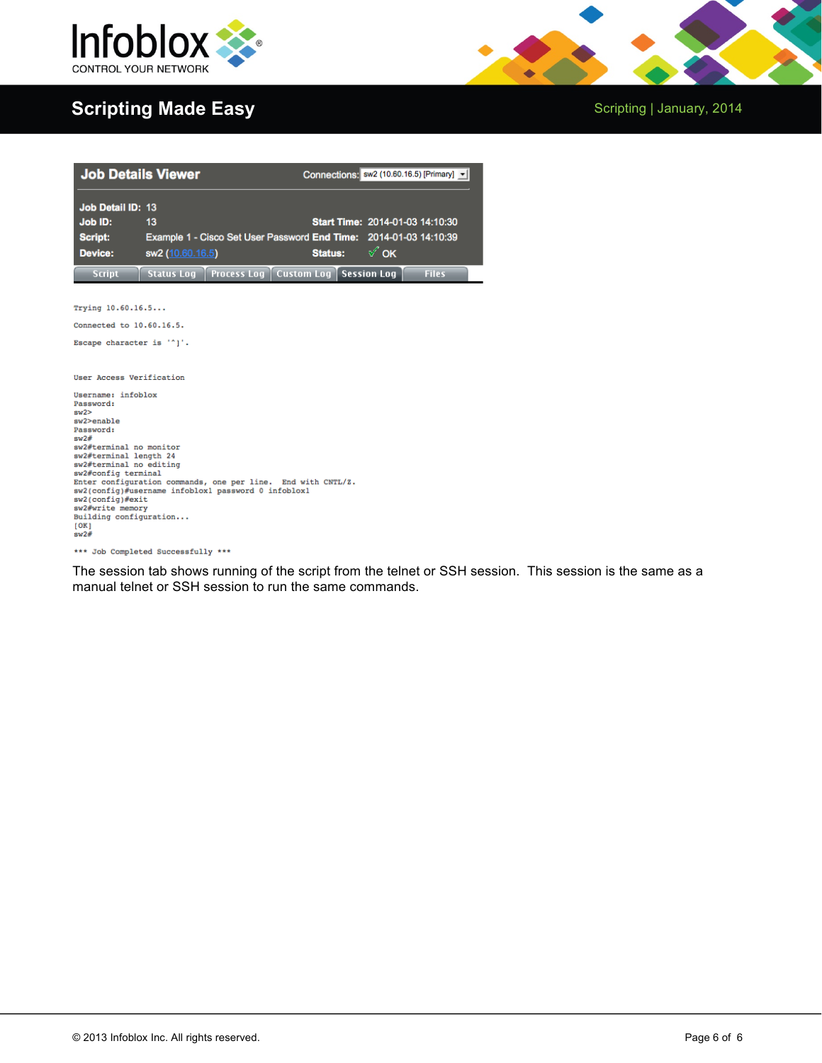**Job Details Viewer**

Connections: sw2 (10.60.16.5) [Primary]

| | | | |
|---|---|---|---|
| **Job Detail ID:** | 13 | | |
| **Job ID:** | 13 | **Start Time:** | 2014-01-03 14:10:30 |
| **Script:** | Example 1 - Cisco Set User Password | **End Time:** | 2014-01-03 14:10:39 |
| **Device:** | sw2 (10.60.16.5) | **Status:** | OK |

Script | Status Log | Process Log | Custom Log | Session Log | Files

```
Trying 10.60.16.5...

Connected to 10.60.16.5.

Escape character is '^]'.


User Access Verification

Username: infoblox
Password:
sw2>
sw2>enable
Password:
sw2#
sw2#terminal no monitor
sw2#terminal length 24
sw2#terminal no editing
sw2#config terminal
Enter configuration commands, one per line.  End with CNTL/Z.
sw2(config)#username infoblox1 password 0 infoblox1
sw2(config)#exit
sw2#write memory
Building configuration...
[OK]
sw2#

*** Job Completed Successfully ***
```

The session tab shows running of the script from the telnet or SSH session. This session is the same as a manual telnet or SSH session to run the same commands.